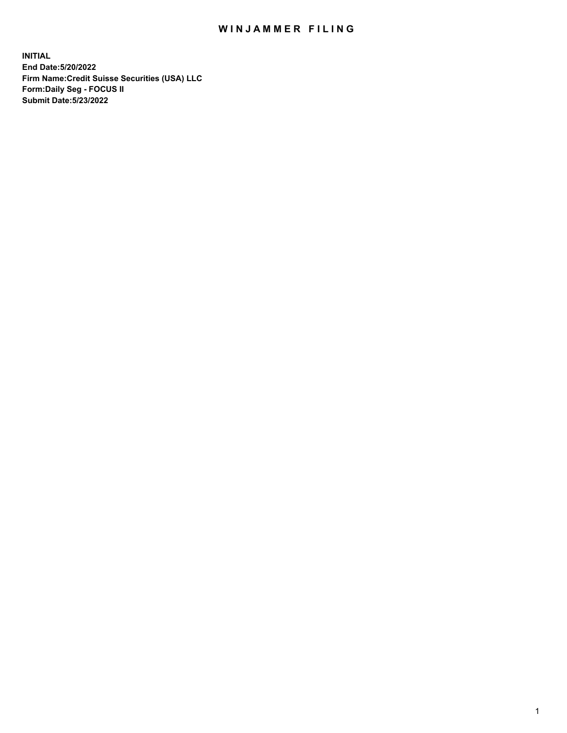# WINJAMMER FILING

**INITIAL**
**End Date:5/20/2022**
**Firm Name:Credit Suisse Securities (USA) LLC**
**Form:Daily Seg - FOCUS II**
**Submit Date:5/23/2022**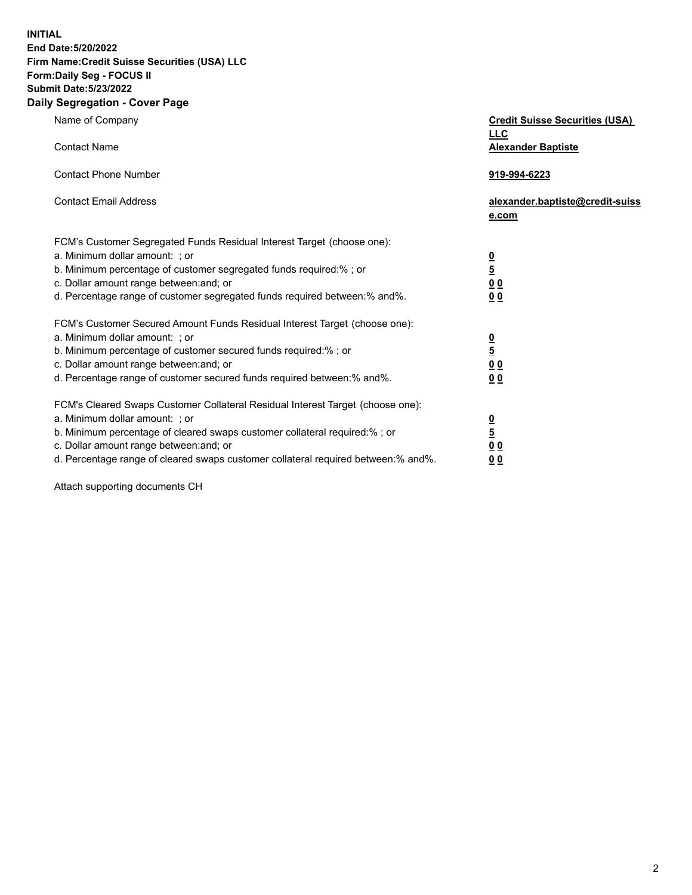**INITIAL**
**End Date:5/20/2022**
**Firm Name:Credit Suisse Securities (USA) LLC**
**Form:Daily Seg - FOCUS II**
**Submit Date:5/23/2022**

## Daily Segregation - Cover Page

| | |
|---|---|
| Name of Company | **Credit Suisse Securities (USA) LLC** |
| Contact Name | **Alexander Baptiste** |
| Contact Phone Number | **919-994-6223** |
| Contact Email Address | **alexander.baptiste@credit-suisse.com** |

| | |
|---|---|
| FCM's Customer Segregated Funds Residual Interest Target (choose one): | |
| a. Minimum dollar amount: ; or | **0** |
| b. Minimum percentage of customer segregated funds required:% ; or | **5** |
| c. Dollar amount range between:and; or | **0 0** |
| d. Percentage range of customer segregated funds required between:% and%. | **0 0** |
| FCM's Customer Secured Amount Funds Residual Interest Target (choose one): | |
| a. Minimum dollar amount: ; or | **0** |
| b. Minimum percentage of customer secured funds required:% ; or | **5** |
| c. Dollar amount range between:and; or | **0 0** |
| d. Percentage range of customer secured funds required between:% and%. | **0 0** |
| FCM's Cleared Swaps Customer Collateral Residual Interest Target (choose one): | |
| a. Minimum dollar amount: ; or | **0** |
| b. Minimum percentage of cleared swaps customer collateral required:% ; or | **5** |
| c. Dollar amount range between:and; or | **0 0** |
| d. Percentage range of cleared swaps customer collateral required between:% and%. | **0 0** |

Attach supporting documents CH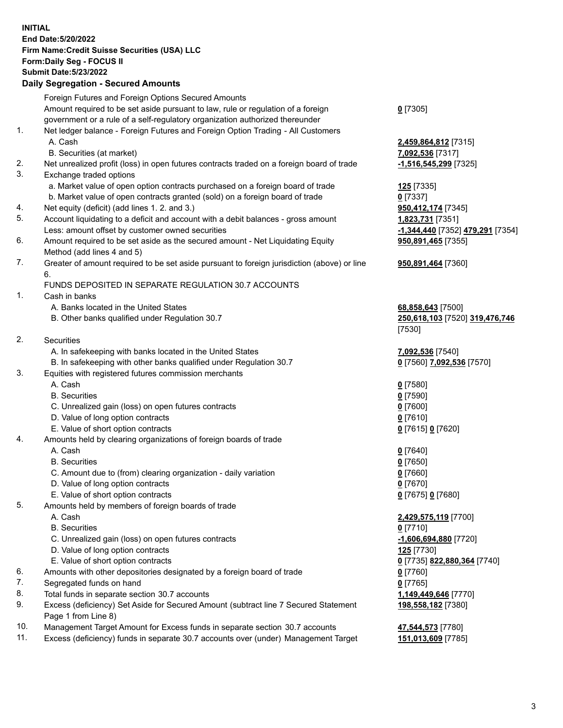**INITIAL**
**End Date:5/20/2022**
**Firm Name:Credit Suisse Securities (USA) LLC**
**Form:Daily Seg - FOCUS II**
**Submit Date:5/23/2022**

## Daily Segregation - Secured Amounts

| | | |
|---|---|---|
| | Foreign Futures and Foreign Options Secured Amounts | |
| | Amount required to be set aside pursuant to law, rule or regulation of a foreign government or a rule of a self-regulatory organization authorized thereunder | **0** [7305] |
| 1. | Net ledger balance - Foreign Futures and Foreign Option Trading - All Customers | |
| | A. Cash | **2,459,864,812** [7315] |
| | B. Securities (at market) | **7,092,536** [7317] |
| 2. | Net unrealized profit (loss) in open futures contracts traded on a foreign board of trade | **-1,516,545,299** [7325] |
| 3. | Exchange traded options | |
| | a. Market value of open option contracts purchased on a foreign board of trade | **125** [7335] |
| | b. Market value of open contracts granted (sold) on a foreign board of trade | **0** [7337] |
| 4. | Net equity (deficit) (add lines 1. 2. and 3.) | **950,412,174** [7345] |
| 5. | Account liquidating to a deficit and account with a debit balances - gross amount | **1,823,731** [7351] |
| | Less: amount offset by customer owned securities | **-1,344,440** [7352] **479,291** [7354] |
| 6. | Amount required to be set aside as the secured amount - Net Liquidating Equity Method (add lines 4 and 5) | **950,891,465** [7355] |
| 7. | Greater of amount required to be set aside pursuant to foreign jurisdiction (above) or line 6. | **950,891,464** [7360] |
| | FUNDS DEPOSITED IN SEPARATE REGULATION 30.7 ACCOUNTS | |
| 1. | Cash in banks | |
| | A. Banks located in the United States | **68,858,643** [7500] |
| | B. Other banks qualified under Regulation 30.7 | **250,618,103** [7520] **319,476,746** [7530] |
| 2. | Securities | |
| | A. In safekeeping with banks located in the United States | **7,092,536** [7540] |
| | B. In safekeeping with other banks qualified under Regulation 30.7 | **0** [7560] **7,092,536** [7570] |
| 3. | Equities with registered futures commission merchants | |
| | A. Cash | **0** [7580] |
| | B. Securities | **0** [7590] |
| | C. Unrealized gain (loss) on open futures contracts | **0** [7600] |
| | D. Value of long option contracts | **0** [7610] |
| | E. Value of short option contracts | **0** [7615] **0** [7620] |
| 4. | Amounts held by clearing organizations of foreign boards of trade | |
| | A. Cash | **0** [7640] |
| | B. Securities | **0** [7650] |
| | C. Amount due to (from) clearing organization - daily variation | **0** [7660] |
| | D. Value of long option contracts | **0** [7670] |
| | E. Value of short option contracts | **0** [7675] **0** [7680] |
| 5. | Amounts held by members of foreign boards of trade | |
| | A. Cash | **2,429,575,119** [7700] |
| | B. Securities | **0** [7710] |
| | C. Unrealized gain (loss) on open futures contracts | **-1,606,694,880** [7720] |
| | D. Value of long option contracts | **125** [7730] |
| | E. Value of short option contracts | **0** [7735] **822,880,364** [7740] |
| 6. | Amounts with other depositories designated by a foreign board of trade | **0** [7760] |
| 7. | Segregated funds on hand | **0** [7765] |
| 8. | Total funds in separate section 30.7 accounts | **1,149,449,646** [7770] |
| 9. | Excess (deficiency) Set Aside for Secured Amount (subtract line 7 Secured Statement Page 1 from Line 8) | **198,558,182** [7380] |
| 10. | Management Target Amount for Excess funds in separate section 30.7 accounts | **47,544,573** [7780] |
| 11. | Excess (deficiency) funds in separate 30.7 accounts over (under) Management Target | **151,013,609** [7785] |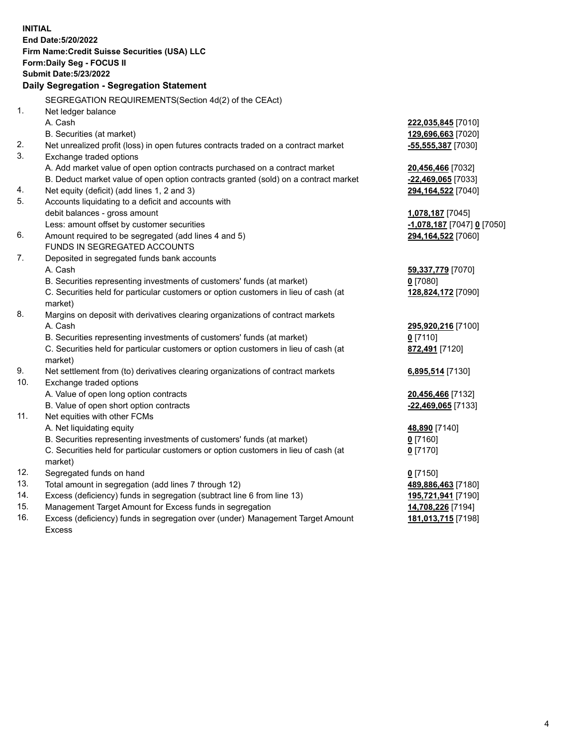**INITIAL**
**End Date:5/20/2022**
**Firm Name:Credit Suisse Securities (USA) LLC**
**Form:Daily Seg - FOCUS II**
**Submit Date:5/23/2022**

## Daily Segregation - Segregation Statement

| | SEGREGATION REQUIREMENTS(Section 4d(2) of the CEAct) | |
|---|---|---|
| 1. | Net ledger balance | |
| | A. Cash | **222,035,845** [7010] |
| | B. Securities (at market) | **129,696,663** [7020] |
| 2. | Net unrealized profit (loss) in open futures contracts traded on a contract market | **-55,555,387** [7030] |
| 3. | Exchange traded options | |
| | A. Add market value of open option contracts purchased on a contract market | **20,456,466** [7032] |
| | B. Deduct market value of open option contracts granted (sold) on a contract market | **-22,469,065** [7033] |
| 4. | Net equity (deficit) (add lines 1, 2 and 3) | **294,164,522** [7040] |
| 5. | Accounts liquidating to a deficit and accounts with debit balances - gross amount | **1,078,187** [7045] |
| | Less: amount offset by customer securities | **-1,078,187** [7047] **0** [7050] |
| 6. | Amount required to be segregated (add lines 4 and 5) | **294,164,522** [7060] |
| | FUNDS IN SEGREGATED ACCOUNTS | |
| 7. | Deposited in segregated funds bank accounts | |
| | A. Cash | **59,337,779** [7070] |
| | B. Securities representing investments of customers' funds (at market) | **0** [7080] |
| | C. Securities held for particular customers or option customers in lieu of cash (at market) | **128,824,172** [7090] |
| 8. | Margins on deposit with derivatives clearing organizations of contract markets | |
| | A. Cash | **295,920,216** [7100] |
| | B. Securities representing investments of customers' funds (at market) | **0** [7110] |
| | C. Securities held for particular customers or option customers in lieu of cash (at market) | **872,491** [7120] |
| 9. | Net settlement from (to) derivatives clearing organizations of contract markets | **6,895,514** [7130] |
| 10. | Exchange traded options | |
| | A. Value of open long option contracts | **20,456,466** [7132] |
| | B. Value of open short option contracts | **-22,469,065** [7133] |
| 11. | Net equities with other FCMs | |
| | A. Net liquidating equity | **48,890** [7140] |
| | B. Securities representing investments of customers' funds (at market) | **0** [7160] |
| | C. Securities held for particular customers or option customers in lieu of cash (at market) | **0** [7170] |
| 12. | Segregated funds on hand | **0** [7150] |
| 13. | Total amount in segregation (add lines 7 through 12) | **489,886,463** [7180] |
| 14. | Excess (deficiency) funds in segregation (subtract line 6 from line 13) | **195,721,941** [7190] |
| 15. | Management Target Amount for Excess funds in segregation | **14,708,226** [7194] |
| 16. | Excess (deficiency) funds in segregation over (under) Management Target Amount Excess | **181,013,715** [7198] |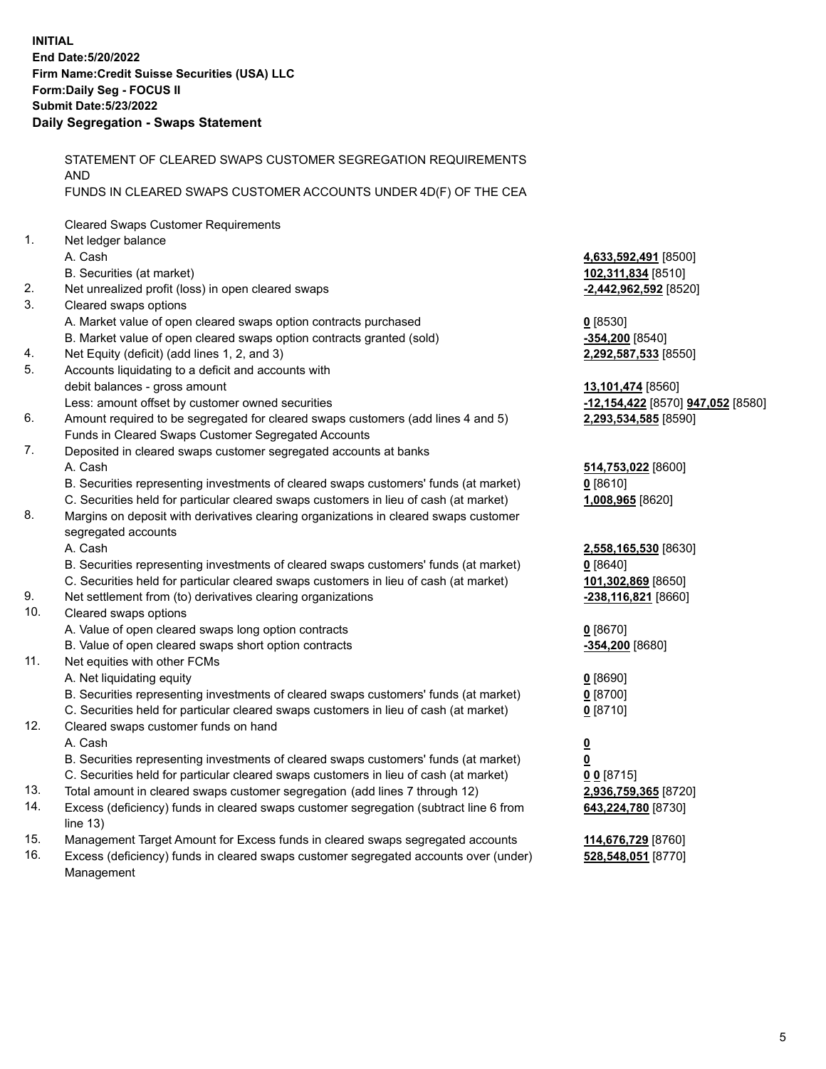**INITIAL**
**End Date:5/20/2022**
**Firm Name:Credit Suisse Securities (USA) LLC**
**Form:Daily Seg - FOCUS II**
**Submit Date:5/23/2022**
**Daily Segregation - Swaps Statement**

STATEMENT OF CLEARED SWAPS CUSTOMER SEGREGATION REQUIREMENTS AND
FUNDS IN CLEARED SWAPS CUSTOMER ACCOUNTS UNDER 4D(F) OF THE CEA

| | | |
|---|---|---|
| | Cleared Swaps Customer Requirements | |
| 1. | Net ledger balance | |
| | A. Cash | **4,633,592,491** [8500] |
| | B. Securities (at market) | **102,311,834** [8510] |
| 2. | Net unrealized profit (loss) in open cleared swaps | **-2,442,962,592** [8520] |
| 3. | Cleared swaps options | |
| | A. Market value of open cleared swaps option contracts purchased | **0** [8530] |
| | B. Market value of open cleared swaps option contracts granted (sold) | **-354,200** [8540] |
| 4. | Net Equity (deficit) (add lines 1, 2, and 3) | **2,292,587,533** [8550] |
| 5. | Accounts liquidating to a deficit and accounts with debit balances - gross amount | **13,101,474** [8560] |
| | Less: amount offset by customer owned securities | **-12,154,422** [8570] **947,052** [8580] |
| 6. | Amount required to be segregated for cleared swaps customers (add lines 4 and 5) | **2,293,534,585** [8590] |
| | Funds in Cleared Swaps Customer Segregated Accounts | |
| 7. | Deposited in cleared swaps customer segregated accounts at banks | |
| | A. Cash | **514,753,022** [8600] |
| | B. Securities representing investments of cleared swaps customers' funds (at market) | **0** [8610] |
| | C. Securities held for particular cleared swaps customers in lieu of cash (at market) | **1,008,965** [8620] |
| 8. | Margins on deposit with derivatives clearing organizations in cleared swaps customer segregated accounts | |
| | A. Cash | **2,558,165,530** [8630] |
| | B. Securities representing investments of cleared swaps customers' funds (at market) | **0** [8640] |
| | C. Securities held for particular cleared swaps customers in lieu of cash (at market) | **101,302,869** [8650] |
| 9. | Net settlement from (to) derivatives clearing organizations | **-238,116,821** [8660] |
| 10. | Cleared swaps options | |
| | A. Value of open cleared swaps long option contracts | **0** [8670] |
| | B. Value of open cleared swaps short option contracts | **-354,200** [8680] |
| 11. | Net equities with other FCMs | |
| | A. Net liquidating equity | **0** [8690] |
| | B. Securities representing investments of cleared swaps customers' funds (at market) | **0** [8700] |
| | C. Securities held for particular cleared swaps customers in lieu of cash (at market) | **0** [8710] |
| 12. | Cleared swaps customer funds on hand | |
| | A. Cash | **0** |
| | B. Securities representing investments of cleared swaps customers' funds (at market) | **0** |
| | C. Securities held for particular cleared swaps customers in lieu of cash (at market) | **0** **0** [8715] |
| 13. | Total amount in cleared swaps customer segregation (add lines 7 through 12) | **2,936,759,365** [8720] |
| 14. | Excess (deficiency) funds in cleared swaps customer segregation (subtract line 6 from line 13) | **643,224,780** [8730] |
| 15. | Management Target Amount for Excess funds in cleared swaps segregated accounts | **114,676,729** [8760] |
| 16. | Excess (deficiency) funds in cleared swaps customer segregated accounts over (under) Management | **528,548,051** [8770] |